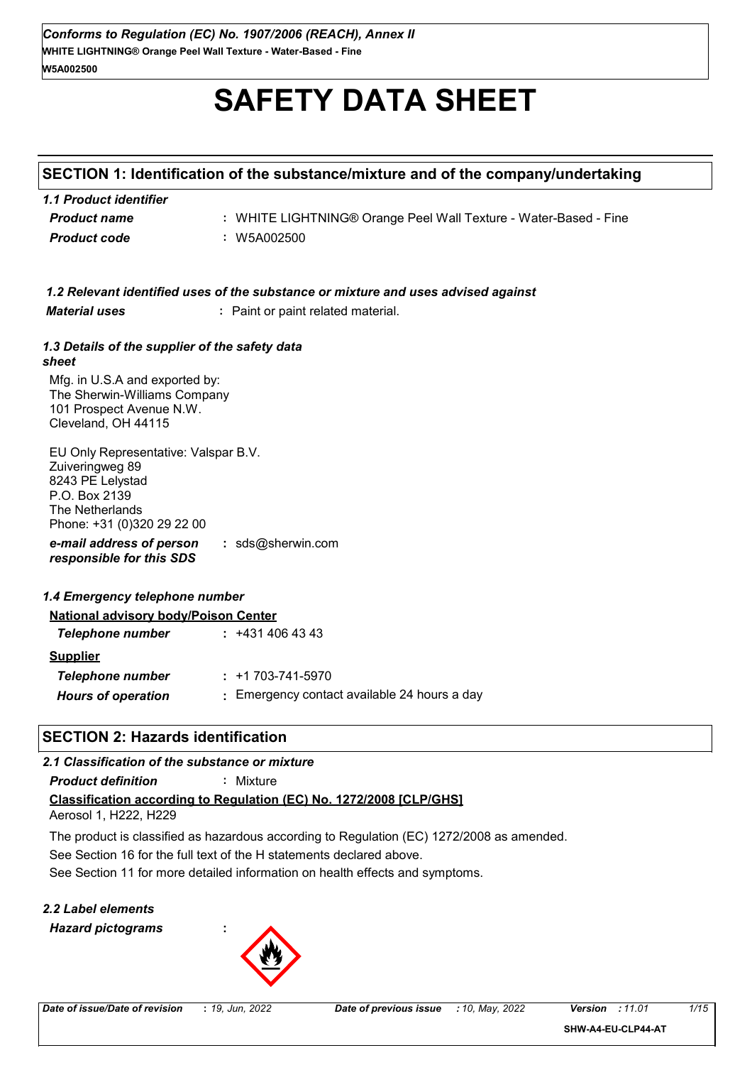*Conforms to Regulation (EC) No. 1907/2006 (REACH), Annex II*
**WHITE LIGHTNING® Orange Peel Wall Texture - Water-Based - Fine**
**W5A002500**

# SAFETY DATA SHEET

## SECTION 1: Identification of the substance/mixture and of the company/undertaking

### *1.1 Product identifier*

***Product name*** : WHITE LIGHTNING® Orange Peel Wall Texture - Water-Based - Fine

***Product code*** : W5A002500

### *1.2 Relevant identified uses of the substance or mixture and uses advised against*

***Material uses*** : Paint or paint related material.

### *1.3 Details of the supplier of the safety data sheet*

Mfg. in U.S.A and exported by:
The Sherwin-Williams Company
101 Prospect Avenue N.W.
Cleveland, OH 44115

EU Only Representative: Valspar B.V.
Zuiveringweg 89
8243 PE Lelystad
P.O. Box 2139
The Netherlands
Phone: +31 (0)320 29 22 00

***e-mail address of person responsible for this SDS*** : sds@sherwin.com

### *1.4 Emergency telephone number*

**National advisory body/Poison Center**

***Telephone number*** : +431 406 43 43

**Supplier**

***Telephone number*** : +1 703-741-5970

***Hours of operation*** : Emergency contact available 24 hours a day

## SECTION 2: Hazards identification

### *2.1 Classification of the substance or mixture*

***Product definition*** : Mixture

**Classification according to Regulation (EC) No. 1272/2008 [CLP/GHS]**

Aerosol 1, H222, H229

The product is classified as hazardous according to Regulation (EC) 1272/2008 as amended.

See Section 16 for the full text of the H statements declared above.

See Section 11 for more detailed information on health effects and symptoms.

### *2.2 Label elements*

***Hazard pictograms*** :

*Date of issue/Date of revision* : *19, Jun, 2022* *Date of previous issue* : *10, May, 2022* *Version* : *11.01*

SHW-A4-EU-CLP44-AT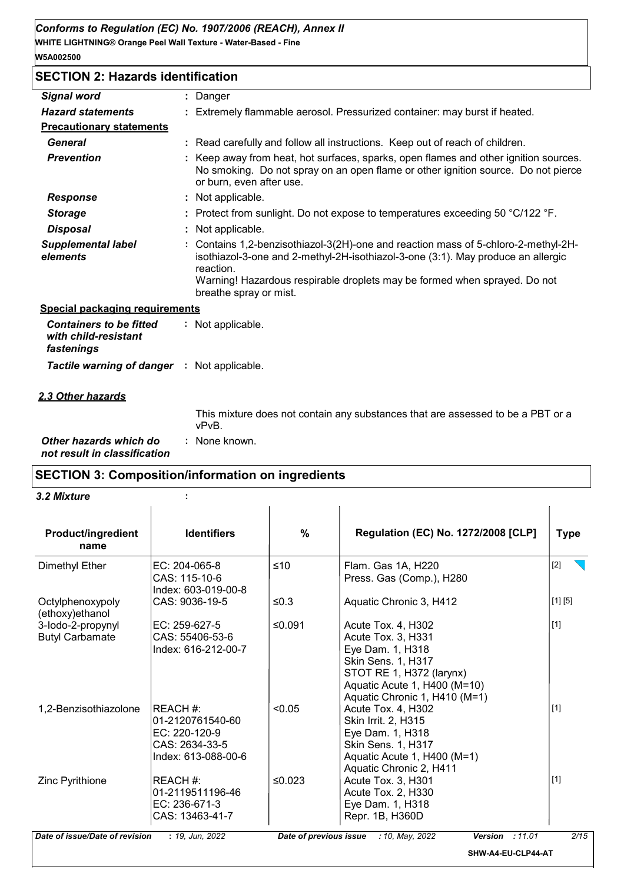## SECTION 2: Hazards identification

| | |
|---|---|
| ***Signal word*** | : Danger |
| ***Hazard statements*** | : Extremely flammable aerosol. Pressurized container: may burst if heated. |
| **Precautionary statements** | |
| ***General*** | : Read carefully and follow all instructions. Keep out of reach of children. |
| ***Prevention*** | : Keep away from heat, hot surfaces, sparks, open flames and other ignition sources. No smoking. Do not spray on an open flame or other ignition source. Do not pierce or burn, even after use. |
| ***Response*** | : Not applicable. |
| ***Storage*** | : Protect from sunlight. Do not expose to temperatures exceeding 50 °C/122 °F. |
| ***Disposal*** | : Not applicable. |
| ***Supplemental label elements*** | : Contains 1,2-benzisothiazol-3(2H)-one and reaction mass of 5-chloro-2-methyl-2H-isothiazol-3-one and 2-methyl-2H-isothiazol-3-one (3:1). May produce an allergic reaction. Warning! Hazardous respirable droplets may be formed when sprayed. Do not breathe spray or mist. |

**Special packaging requirements**

| | |
|---|---|
| ***Containers to be fitted with child-resistant fastenings*** | : Not applicable. |
| ***Tactile warning of danger*** | : Not applicable. |

### *2.3 Other hazards*

This mixture does not contain any substances that are assessed to be a PBT or a vPvB.

***Other hazards which do not result in classification*** : None known.

## SECTION 3: Composition/information on ingredients

***3.2 Mixture*** :

| Product/ingredient name | Identifiers | % | Regulation (EC) No. 1272/2008 [CLP] | Type |
|---|---|---|---|---|
| Dimethyl Ether | EC: 204-065-8<br>CAS: 115-10-6<br>Index: 603-019-00-8 | ≤10 | Flam. Gas 1A, H220<br>Press. Gas (Comp.), H280 | [2] |
| Octylphenoxypoly (ethoxy)ethanol | CAS: 9036-19-5 | ≤0.3 | Aquatic Chronic 3, H412 | [1] [5] |
| 3-Iodo-2-propynyl Butyl Carbamate | EC: 259-627-5<br>CAS: 55406-53-6<br>Index: 616-212-00-7 | ≤0.091 | Acute Tox. 4, H302<br>Acute Tox. 3, H331<br>Eye Dam. 1, H318<br>Skin Sens. 1, H317<br>STOT RE 1, H372 (larynx)<br>Aquatic Acute 1, H400 (M=10)<br>Aquatic Chronic 1, H410 (M=1) | [1] |
| 1,2-Benzisothiazolone | REACH #:<br>01-2120761540-60<br>EC: 220-120-9<br>CAS: 2634-33-5<br>Index: 613-088-00-6 | <0.05 | Acute Tox. 4, H302<br>Skin Irrit. 2, H315<br>Eye Dam. 1, H318<br>Skin Sens. 1, H317<br>Aquatic Acute 1, H400 (M=1)<br>Aquatic Chronic 2, H411 | [1] |
| Zinc Pyrithione | REACH #:<br>01-2119511196-46<br>EC: 236-671-3<br>CAS: 13463-41-7 | ≤0.023 | Acute Tox. 3, H301<br>Acute Tox. 2, H330<br>Eye Dam. 1, H318<br>Repr. 1B, H360D | [1] |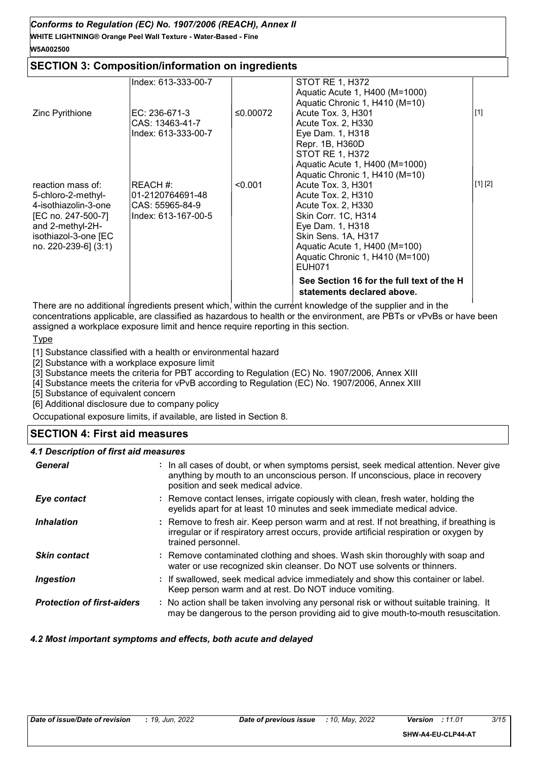## SECTION 3: Composition/information on ingredients

| | | | | |
|---|---|---|---|---|
| | Index: 613-333-00-7 | | STOT RE 1, H372<br>Aquatic Acute 1, H400 (M=1000)<br>Aquatic Chronic 1, H410 (M=10) | |
| Zinc Pyrithione | EC: 236-671-3<br>CAS: 13463-41-7<br>Index: 613-333-00-7 | ≤0.00072 | Acute Tox. 3, H301<br>Acute Tox. 2, H330<br>Eye Dam. 1, H318<br>Repr. 1B, H360D<br>STOT RE 1, H372<br>Aquatic Acute 1, H400 (M=1000)<br>Aquatic Chronic 1, H410 (M=10) | [1] |
| reaction mass of: 5-chloro-2-methyl-4-isothiazolin-3-one [EC no. 247-500-7] and 2-methyl-2H-isothiazol-3-one [EC no. 220-239-6] (3:1) | REACH #: 01-2120764691-48<br>CAS: 55965-84-9<br>Index: 613-167-00-5 | <0.001 | Acute Tox. 3, H301<br>Acute Tox. 2, H310<br>Acute Tox. 2, H330<br>Skin Corr. 1C, H314<br>Eye Dam. 1, H318<br>Skin Sens. 1A, H317<br>Aquatic Acute 1, H400 (M=100)<br>Aquatic Chronic 1, H410 (M=100)<br>EUH071 | [1] [2] |
| | | | **See Section 16 for the full text of the H statements declared above.** | |

There are no additional ingredients present which, within the current knowledge of the supplier and in the concentrations applicable, are classified as hazardous to health or the environment, are PBTs or vPvBs or have been assigned a workplace exposure limit and hence require reporting in this section.

Type

[1] Substance classified with a health or environmental hazard

[2] Substance with a workplace exposure limit

[3] Substance meets the criteria for PBT according to Regulation (EC) No. 1907/2006, Annex XIII

[4] Substance meets the criteria for vPvB according to Regulation (EC) No. 1907/2006, Annex XIII

[5] Substance of equivalent concern

[6] Additional disclosure due to company policy

Occupational exposure limits, if available, are listed in Section 8.

## SECTION 4: First aid measures

### *4.1 Description of first aid measures*

| | |
|---|---|
| ***General*** | : In all cases of doubt, or when symptoms persist, seek medical attention. Never give anything by mouth to an unconscious person. If unconscious, place in recovery position and seek medical advice. |
| ***Eye contact*** | : Remove contact lenses, irrigate copiously with clean, fresh water, holding the eyelids apart for at least 10 minutes and seek immediate medical advice. |
| ***Inhalation*** | : Remove to fresh air. Keep person warm and at rest. If not breathing, if breathing is irregular or if respiratory arrest occurs, provide artificial respiration or oxygen by trained personnel. |
| ***Skin contact*** | : Remove contaminated clothing and shoes. Wash skin thoroughly with soap and water or use recognized skin cleanser. Do NOT use solvents or thinners. |
| ***Ingestion*** | : If swallowed, seek medical advice immediately and show this container or label. Keep person warm and at rest. Do NOT induce vomiting. |
| ***Protection of first-aiders*** | : No action shall be taken involving any personal risk or without suitable training. It may be dangerous to the person providing aid to give mouth-to-mouth resuscitation. |

### *4.2 Most important symptoms and effects, both acute and delayed*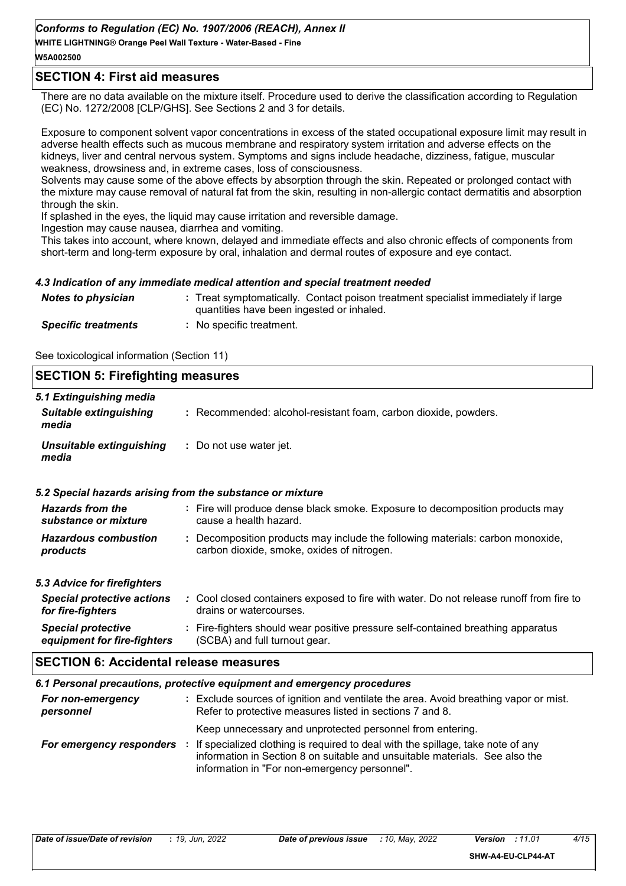## SECTION 4: First aid measures

There are no data available on the mixture itself. Procedure used to derive the classification according to Regulation (EC) No. 1272/2008 [CLP/GHS]. See Sections 2 and 3 for details.

Exposure to component solvent vapor concentrations in excess of the stated occupational exposure limit may result in adverse health effects such as mucous membrane and respiratory system irritation and adverse effects on the kidneys, liver and central nervous system. Symptoms and signs include headache, dizziness, fatigue, muscular weakness, drowsiness and, in extreme cases, loss of consciousness.

Solvents may cause some of the above effects by absorption through the skin. Repeated or prolonged contact with the mixture may cause removal of natural fat from the skin, resulting in non-allergic contact dermatitis and absorption through the skin.

If splashed in the eyes, the liquid may cause irritation and reversible damage.

Ingestion may cause nausea, diarrhea and vomiting.

This takes into account, where known, delayed and immediate effects and also chronic effects of components from short-term and long-term exposure by oral, inhalation and dermal routes of exposure and eye contact.

### *4.3 Indication of any immediate medical attention and special treatment needed*

| | |
|---|---|
| ***Notes to physician*** | : Treat symptomatically. Contact poison treatment specialist immediately if large quantities have been ingested or inhaled. |
| ***Specific treatments*** | : No specific treatment. |

See toxicological information (Section 11)

## SECTION 5: Firefighting measures

### *5.1 Extinguishing media*

| | |
|---|---|
| ***Suitable extinguishing media*** | : Recommended: alcohol-resistant foam, carbon dioxide, powders. |
| ***Unsuitable extinguishing media*** | : Do not use water jet. |

### *5.2 Special hazards arising from the substance or mixture*

| | |
|---|---|
| ***Hazards from the substance or mixture*** | : Fire will produce dense black smoke. Exposure to decomposition products may cause a health hazard. |
| ***Hazardous combustion products*** | : Decomposition products may include the following materials: carbon monoxide, carbon dioxide, smoke, oxides of nitrogen. |

### *5.3 Advice for firefighters*

| | |
|---|---|
| ***Special protective actions for fire-fighters*** | : Cool closed containers exposed to fire with water. Do not release runoff from fire to drains or watercourses. |
| ***Special protective equipment for fire-fighters*** | : Fire-fighters should wear positive pressure self-contained breathing apparatus (SCBA) and full turnout gear. |

## SECTION 6: Accidental release measures

### *6.1 Personal precautions, protective equipment and emergency procedures*

| | |
|---|---|
| ***For non-emergency personnel*** | : Exclude sources of ignition and ventilate the area. Avoid breathing vapor or mist. Refer to protective measures listed in sections 7 and 8.<br><br>Keep unnecessary and unprotected personnel from entering. |
| ***For emergency responders*** | : If specialized clothing is required to deal with the spillage, take note of any information in Section 8 on suitable and unsuitable materials. See also the information in "For non-emergency personnel". |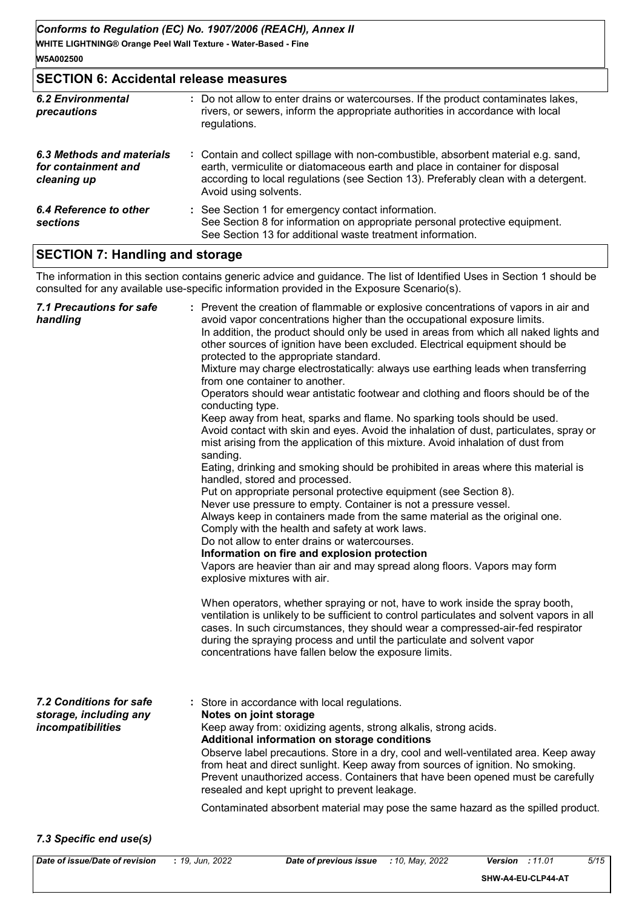## SECTION 6: Accidental release measures

| | |
|---|---|
| *6.2 Environmental precautions* | : Do not allow to enter drains or watercourses. If the product contaminates lakes, rivers, or sewers, inform the appropriate authorities in accordance with local regulations. |
| *6.3 Methods and materials for containment and cleaning up* | : Contain and collect spillage with non-combustible, absorbent material e.g. sand, earth, vermiculite or diatomaceous earth and place in container for disposal according to local regulations (see Section 13). Preferably clean with a detergent. Avoid using solvents. |
| *6.4 Reference to other sections* | : See Section 1 for emergency contact information.<br>See Section 8 for information on appropriate personal protective equipment.<br>See Section 13 for additional waste treatment information. |

## SECTION 7: Handling and storage

The information in this section contains generic advice and guidance. The list of Identified Uses in Section 1 should be consulted for any available use-specific information provided in the Exposure Scenario(s).

*7.1 Precautions for safe handling*

: Prevent the creation of flammable or explosive concentrations of vapors in air and avoid vapor concentrations higher than the occupational exposure limits.
In addition, the product should only be used in areas from which all naked lights and other sources of ignition have been excluded. Electrical equipment should be protected to the appropriate standard.
Mixture may charge electrostatically: always use earthing leads when transferring from one container to another.
Operators should wear antistatic footwear and clothing and floors should be of the conducting type.
Keep away from heat, sparks and flame. No sparking tools should be used.
Avoid contact with skin and eyes. Avoid the inhalation of dust, particulates, spray or mist arising from the application of this mixture. Avoid inhalation of dust from sanding.
Eating, drinking and smoking should be prohibited in areas where this material is handled, stored and processed.
Put on appropriate personal protective equipment (see Section 8).
Never use pressure to empty. Container is not a pressure vessel.
Always keep in containers made from the same material as the original one.
Comply with the health and safety at work laws.
Do not allow to enter drains or watercourses.

**Information on fire and explosion protection**

Vapors are heavier than air and may spread along floors. Vapors may form explosive mixtures with air.

When operators, whether spraying or not, have to work inside the spray booth, ventilation is unlikely to be sufficient to control particulates and solvent vapors in all cases. In such circumstances, they should wear a compressed-air-fed respirator during the spraying process and until the particulate and solvent vapor concentrations have fallen below the exposure limits.

*7.2 Conditions for safe storage, including any incompatibilities*

: Store in accordance with local regulations.

**Notes on joint storage**

Keep away from: oxidizing agents, strong alkalis, strong acids.

**Additional information on storage conditions**

Observe label precautions. Store in a dry, cool and well-ventilated area. Keep away from heat and direct sunlight. Keep away from sources of ignition. No smoking. Prevent unauthorized access. Containers that have been opened must be carefully resealed and kept upright to prevent leakage.

Contaminated absorbent material may pose the same hazard as the spilled product.

*7.3 Specific end use(s)*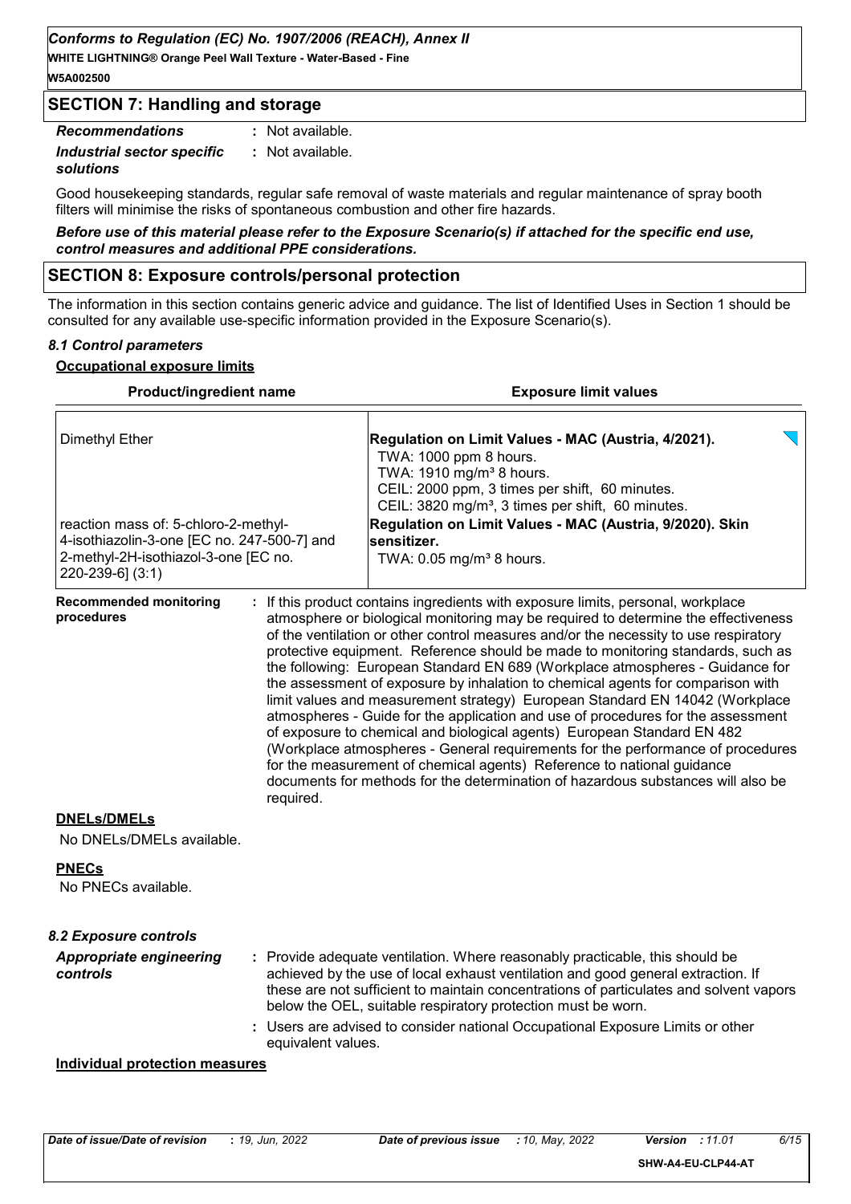## SECTION 7: Handling and storage

| | |
|---|---|
| ***Recommendations*** | **:** Not available. |
| ***Industrial sector specific solutions*** | **:** Not available. |

Good housekeeping standards, regular safe removal of waste materials and regular maintenance of spray booth filters will minimise the risks of spontaneous combustion and other fire hazards.

***Before use of this material please refer to the Exposure Scenario(s) if attached for the specific end use, control measures and additional PPE considerations.***

## SECTION 8: Exposure controls/personal protection

The information in this section contains generic advice and guidance. The list of Identified Uses in Section 1 should be consulted for any available use-specific information provided in the Exposure Scenario(s).

### *8.1 Control parameters*

**Occupational exposure limits**

| Product/ingredient name | Exposure limit values |
|---|---|
| Dimethyl Ether | **Regulation on Limit Values - MAC (Austria, 4/2021).**<br>TWA: 1000 ppm 8 hours.<br>TWA: 1910 mg/m³ 8 hours.<br>CEIL: 2000 ppm, 3 times per shift, 60 minutes.<br>CEIL: 3820 mg/m³, 3 times per shift, 60 minutes. |
| reaction mass of: 5-chloro-2-methyl-4-isothiazolin-3-one [EC no. 247-500-7] and 2-methyl-2H-isothiazol-3-one [EC no. 220-239-6] (3:1) | **Regulation on Limit Values - MAC (Austria, 9/2020). Skin sensitizer.**<br>TWA: 0.05 mg/m³ 8 hours. |

**Recommended monitoring procedures** **:** If this product contains ingredients with exposure limits, personal, workplace atmosphere or biological monitoring may be required to determine the effectiveness of the ventilation or other control measures and/or the necessity to use respiratory protective equipment. Reference should be made to monitoring standards, such as the following: European Standard EN 689 (Workplace atmospheres - Guidance for the assessment of exposure by inhalation to chemical agents for comparison with limit values and measurement strategy) European Standard EN 14042 (Workplace atmospheres - Guide for the application and use of procedures for the assessment of exposure to chemical and biological agents) European Standard EN 482 (Workplace atmospheres - General requirements for the performance of procedures for the measurement of chemical agents) Reference to national guidance documents for methods for the determination of hazardous substances will also be required.

**DNELs/DMELs**

No DNELs/DMELs available.

**PNECs**

No PNECs available.

### *8.2 Exposure controls*

***Appropriate engineering controls*** **:** Provide adequate ventilation. Where reasonably practicable, this should be achieved by the use of local exhaust ventilation and good general extraction. If these are not sufficient to maintain concentrations of particulates and solvent vapors below the OEL, suitable respiratory protection must be worn.

**:** Users are advised to consider national Occupational Exposure Limits or other equivalent values.

**Individual protection measures**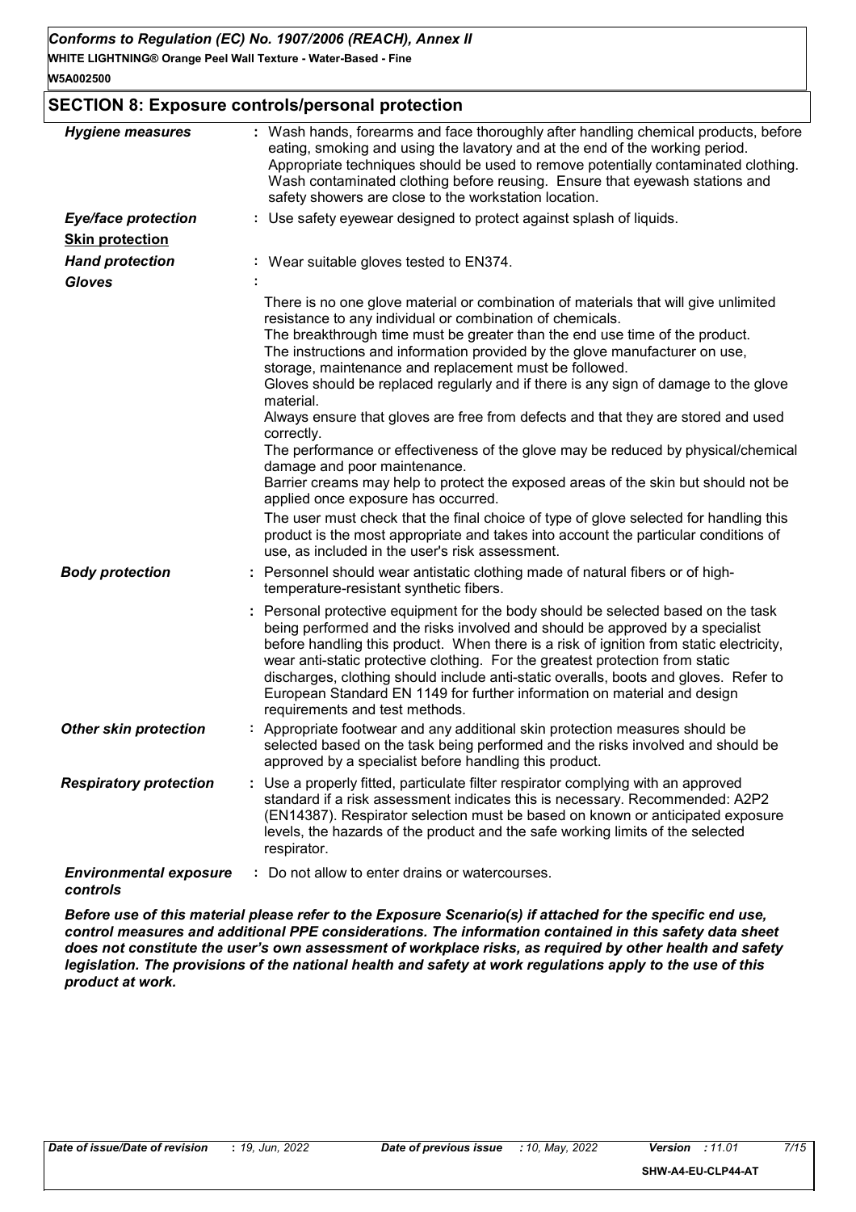## SECTION 8: Exposure controls/personal protection

***Hygiene measures*** : Wash hands, forearms and face thoroughly after handling chemical products, before eating, smoking and using the lavatory and at the end of the working period. Appropriate techniques should be used to remove potentially contaminated clothing. Wash contaminated clothing before reusing. Ensure that eyewash stations and safety showers are close to the workstation location.

***Eye/face protection*** : Use safety eyewear designed to protect against splash of liquids.

***Skin protection***

***Hand protection*** : Wear suitable gloves tested to EN374.

***Gloves*** :

There is no one glove material or combination of materials that will give unlimited resistance to any individual or combination of chemicals.
The breakthrough time must be greater than the end use time of the product.
The instructions and information provided by the glove manufacturer on use, storage, maintenance and replacement must be followed.
Gloves should be replaced regularly and if there is any sign of damage to the glove material.
Always ensure that gloves are free from defects and that they are stored and used correctly.
The performance or effectiveness of the glove may be reduced by physical/chemical damage and poor maintenance.
Barrier creams may help to protect the exposed areas of the skin but should not be applied once exposure has occurred.

The user must check that the final choice of type of glove selected for handling this product is the most appropriate and takes into account the particular conditions of use, as included in the user's risk assessment.

***Body protection*** : Personnel should wear antistatic clothing made of natural fibers or of high-temperature-resistant synthetic fibers.

: Personal protective equipment for the body should be selected based on the task being performed and the risks involved and should be approved by a specialist before handling this product. When there is a risk of ignition from static electricity, wear anti-static protective clothing. For the greatest protection from static discharges, clothing should include anti-static overalls, boots and gloves. Refer to European Standard EN 1149 for further information on material and design requirements and test methods.

***Other skin protection*** : Appropriate footwear and any additional skin protection measures should be selected based on the task being performed and the risks involved and should be approved by a specialist before handling this product.

***Respiratory protection*** : Use a properly fitted, particulate filter respirator complying with an approved standard if a risk assessment indicates this is necessary. Recommended: A2P2 (EN14387). Respirator selection must be based on known or anticipated exposure levels, the hazards of the product and the safe working limits of the selected respirator.

***Environmental exposure controls*** : Do not allow to enter drains or watercourses.

***Before use of this material please refer to the Exposure Scenario(s) if attached for the specific end use, control measures and additional PPE considerations. The information contained in this safety data sheet does not constitute the user's own assessment of workplace risks, as required by other health and safety legislation. The provisions of the national health and safety at work regulations apply to the use of this product at work.***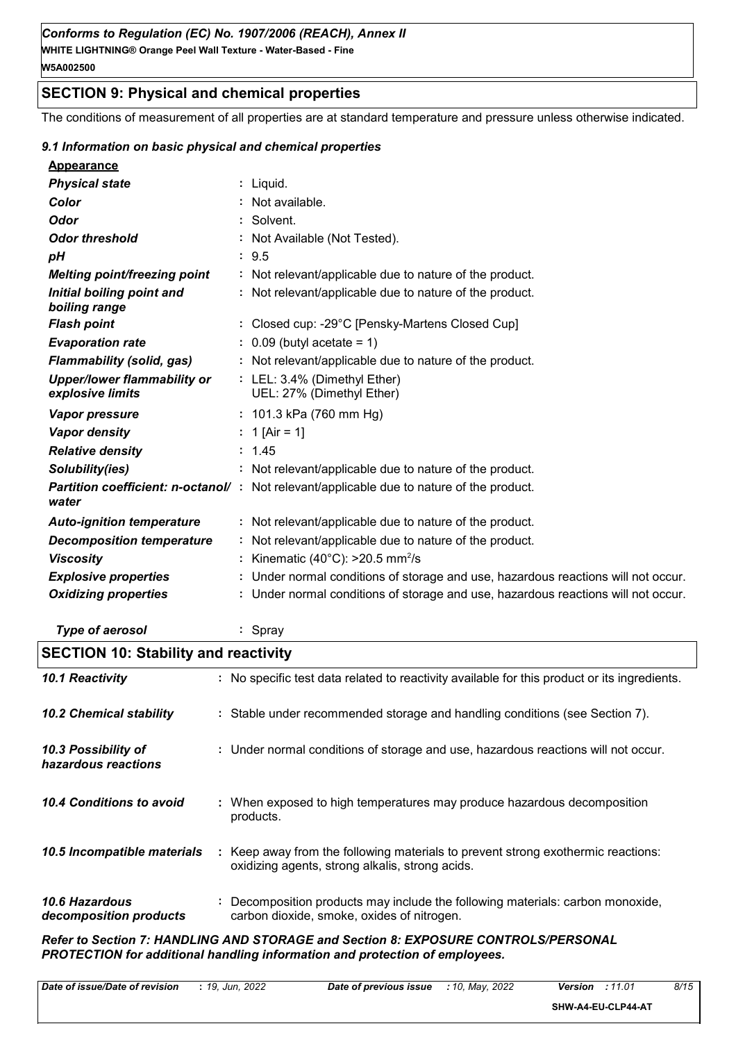## SECTION 9: Physical and chemical properties

The conditions of measurement of all properties are at standard temperature and pressure unless otherwise indicated.

### *9.1 Information on basic physical and chemical properties*

**Appearance**

| | |
|---|---|
| ***Physical state*** | : Liquid. |
| ***Color*** | : Not available. |
| ***Odor*** | : Solvent. |
| ***Odor threshold*** | : Not Available (Not Tested). |
| ***pH*** | : 9.5 |
| ***Melting point/freezing point*** | : Not relevant/applicable due to nature of the product. |
| ***Initial boiling point and boiling range*** | : Not relevant/applicable due to nature of the product. |
| ***Flash point*** | : Closed cup: -29°C [Pensky-Martens Closed Cup] |
| ***Evaporation rate*** | : 0.09 (butyl acetate = 1) |
| ***Flammability (solid, gas)*** | : Not relevant/applicable due to nature of the product. |
| ***Upper/lower flammability or explosive limits*** | : LEL: 3.4% (Dimethyl Ether)<br>UEL: 27% (Dimethyl Ether) |
| ***Vapor pressure*** | : 101.3 kPa (760 mm Hg) |
| ***Vapor density*** | : 1 [Air = 1] |
| ***Relative density*** | : 1.45 |
| ***Solubility(ies)*** | : Not relevant/applicable due to nature of the product. |
| ***Partition coefficient: n-octanol/water*** | : Not relevant/applicable due to nature of the product. |
| ***Auto-ignition temperature*** | : Not relevant/applicable due to nature of the product. |
| ***Decomposition temperature*** | : Not relevant/applicable due to nature of the product. |
| ***Viscosity*** | : Kinematic (40°C): >20.5 $mm^2/s$ |
| ***Explosive properties*** | : Under normal conditions of storage and use, hazardous reactions will not occur. |
| ***Oxidizing properties*** | : Under normal conditions of storage and use, hazardous reactions will not occur. |
| ***Type of aerosol*** | : Spray |

## SECTION 10: Stability and reactivity

| | |
|---|---|
| ***10.1 Reactivity*** | : No specific test data related to reactivity available for this product or its ingredients. |
| ***10.2 Chemical stability*** | : Stable under recommended storage and handling conditions (see Section 7). |
| ***10.3 Possibility of hazardous reactions*** | : Under normal conditions of storage and use, hazardous reactions will not occur. |
| ***10.4 Conditions to avoid*** | : When exposed to high temperatures may produce hazardous decomposition products. |
| ***10.5 Incompatible materials*** | : Keep away from the following materials to prevent strong exothermic reactions: oxidizing agents, strong alkalis, strong acids. |
| ***10.6 Hazardous decomposition products*** | : Decomposition products may include the following materials: carbon monoxide, carbon dioxide, smoke, oxides of nitrogen. |

***Refer to Section 7: HANDLING AND STORAGE and Section 8: EXPOSURE CONTROLS/PERSONAL PROTECTION for additional handling information and protection of employees.***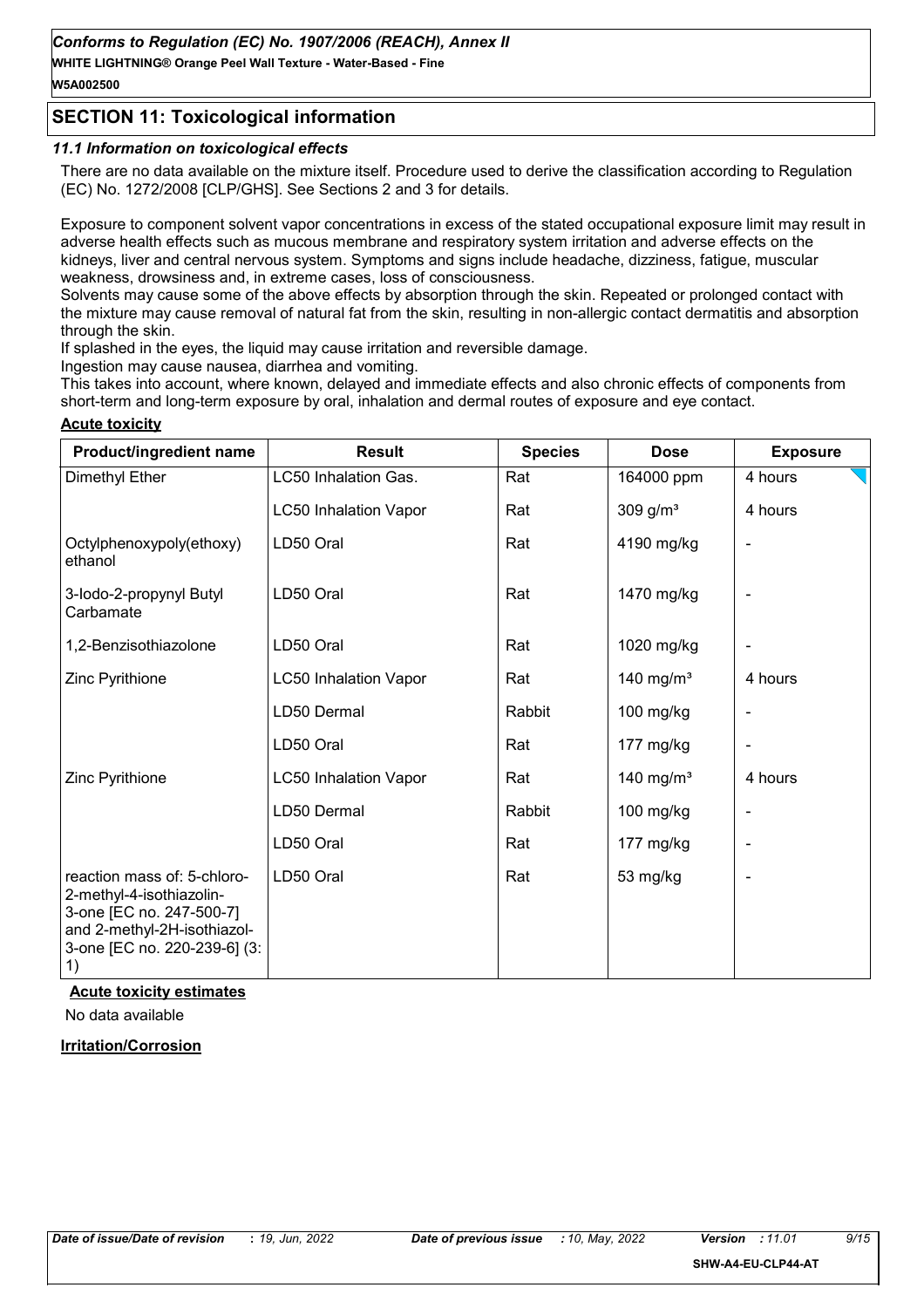## SECTION 11: Toxicological information

### *11.1 Information on toxicological effects*

There are no data available on the mixture itself. Procedure used to derive the classification according to Regulation (EC) No. 1272/2008 [CLP/GHS]. See Sections 2 and 3 for details.

Exposure to component solvent vapor concentrations in excess of the stated occupational exposure limit may result in adverse health effects such as mucous membrane and respiratory system irritation and adverse effects on the kidneys, liver and central nervous system. Symptoms and signs include headache, dizziness, fatigue, muscular weakness, drowsiness and, in extreme cases, loss of consciousness.
Solvents may cause some of the above effects by absorption through the skin. Repeated or prolonged contact with the mixture may cause removal of natural fat from the skin, resulting in non-allergic contact dermatitis and absorption through the skin.
If splashed in the eyes, the liquid may cause irritation and reversible damage.
Ingestion may cause nausea, diarrhea and vomiting.
This takes into account, where known, delayed and immediate effects and also chronic effects of components from short-term and long-term exposure by oral, inhalation and dermal routes of exposure and eye contact.

**Acute toxicity**

| Product/ingredient name | Result | Species | Dose | Exposure |
|---|---|---|---|---|
| Dimethyl Ether | LC50 Inhalation Gas. | Rat | 164000 ppm | 4 hours |
| | LC50 Inhalation Vapor | Rat | 309 g/m³ | 4 hours |
| Octylphenoxypoly(ethoxy) ethanol | LD50 Oral | Rat | 4190 mg/kg | - |
| 3-Iodo-2-propynyl Butyl Carbamate | LD50 Oral | Rat | 1470 mg/kg | - |
| 1,2-Benzisothiazolone | LD50 Oral | Rat | 1020 mg/kg | - |
| Zinc Pyrithione | LC50 Inhalation Vapor | Rat | 140 mg/m³ | 4 hours |
| | LD50 Dermal | Rabbit | 100 mg/kg | - |
| | LD50 Oral | Rat | 177 mg/kg | - |
| Zinc Pyrithione | LC50 Inhalation Vapor | Rat | 140 mg/m³ | 4 hours |
| | LD50 Dermal | Rabbit | 100 mg/kg | - |
| | LD50 Oral | Rat | 177 mg/kg | - |
| reaction mass of: 5-chloro-2-methyl-4-isothiazolin-3-one [EC no. 247-500-7] and 2-methyl-2H-isothiazol-3-one [EC no. 220-239-6] (3:1) | LD50 Oral | Rat | 53 mg/kg | - |

**Acute toxicity estimates**

No data available

**Irritation/Corrosion**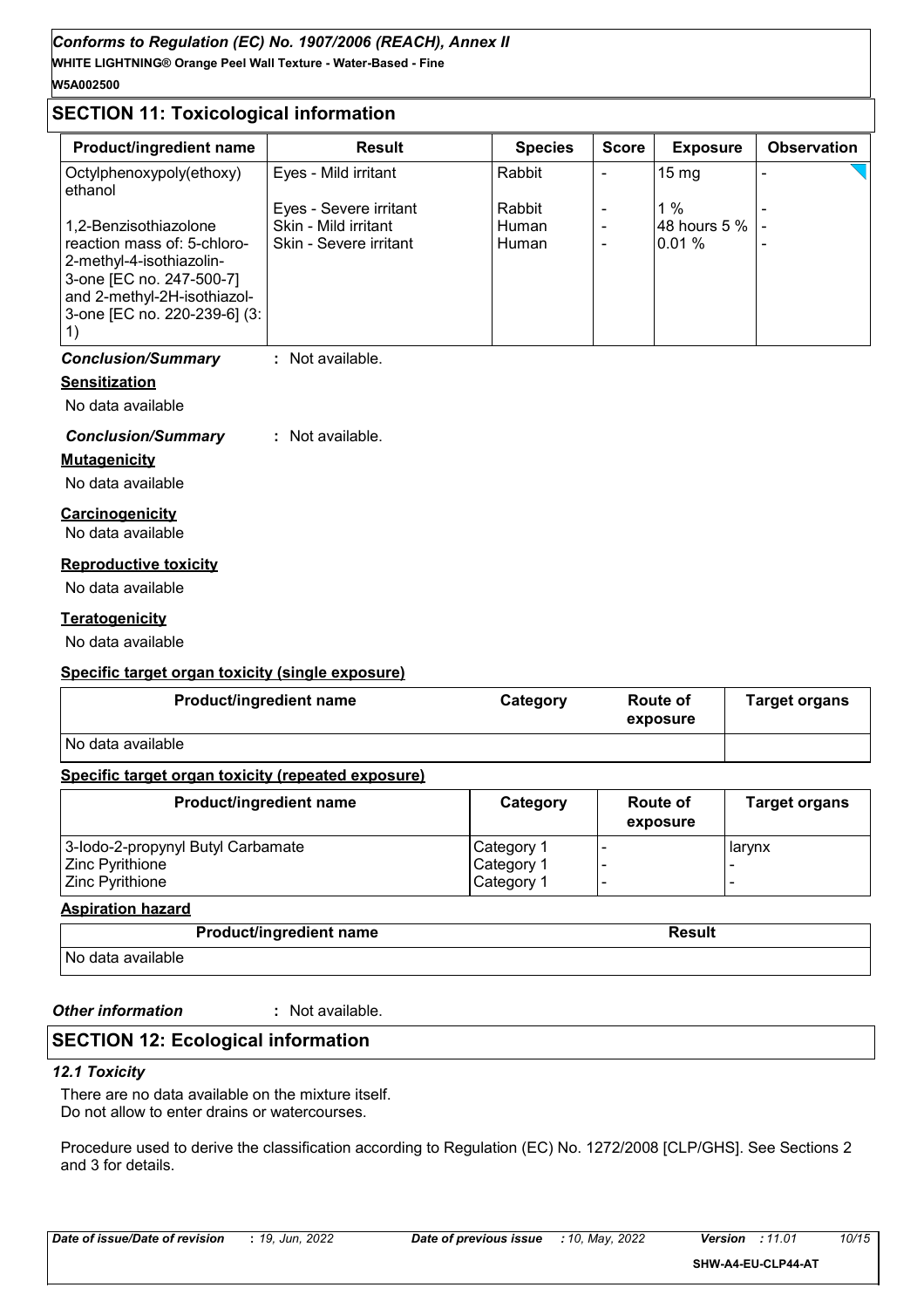## SECTION 11: Toxicological information

| Product/ingredient name | Result | Species | Score | Exposure | Observation |
|---|---|---|---|---|---|
| Octylphenoxypoly(ethoxy) ethanol | Eyes - Mild irritant | Rabbit | - | 15 mg | - |
| | Eyes - Severe irritant | Rabbit | - | 1 % | - |
| 1,2-Benzisothiazolone | Skin - Mild irritant | Human | - | 48 hours 5 % | - |
| reaction mass of: 5-chloro-2-methyl-4-isothiazolin-3-one [EC no. 247-500-7] and 2-methyl-2H-isothiazol-3-one [EC no. 220-239-6] (3:1) | Skin - Severe irritant | Human | - | 0.01 % | - |

***Conclusion/Summary*** **:** Not available.

**Sensitization**

No data available

***Conclusion/Summary*** **:** Not available.

**Mutagenicity**

No data available

**Carcinogenicity**

No data available

**Reproductive toxicity**

No data available

**Teratogenicity**

No data available

**Specific target organ toxicity (single exposure)**

| Product/ingredient name | Category | Route of exposure | Target organs |
|---|---|---|---|
| No data available | | | |

**Specific target organ toxicity (repeated exposure)**

| Product/ingredient name | Category | Route of exposure | Target organs |
|---|---|---|---|
| 3-Iodo-2-propynyl Butyl Carbamate | Category 1 | - | larynx |
| Zinc Pyrithione | Category 1 | - | - |
| Zinc Pyrithione | Category 1 | - | - |

**Aspiration hazard**

| Product/ingredient name | Result |
|---|---|
| No data available | |

***Other information*** **:** Not available.

## SECTION 12: Ecological information

### *12.1 Toxicity*

There are no data available on the mixture itself.
Do not allow to enter drains or watercourses.

Procedure used to derive the classification according to Regulation (EC) No. 1272/2008 [CLP/GHS]. See Sections 2 and 3 for details.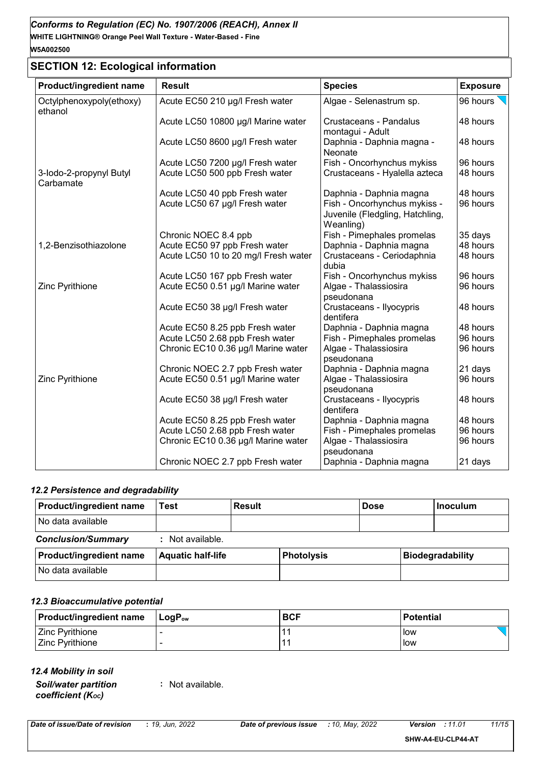## SECTION 12: Ecological information

| Product/ingredient name | Result | Species | Exposure |
|---|---|---|---|
| Octylphenoxypoly(ethoxy) ethanol | Acute EC50 210 µg/l Fresh water | Algae - Selenastrum sp. | 96 hours |
| | Acute LC50 10800 µg/l Marine water | Crustaceans - Pandalus montagui - Adult | 48 hours |
| | Acute LC50 8600 µg/l Fresh water | Daphnia - Daphnia magna - Neonate | 48 hours |
| | Acute LC50 7200 µg/l Fresh water | Fish - Oncorhynchus mykiss | 96 hours |
| 3-Iodo-2-propynyl Butyl Carbamate | Acute LC50 500 ppb Fresh water | Crustaceans - Hyalella azteca | 48 hours |
| | Acute LC50 40 ppb Fresh water | Daphnia - Daphnia magna | 48 hours |
| | Acute LC50 67 µg/l Fresh water | Fish - Oncorhynchus mykiss - Juvenile (Fledgling, Hatchling, Weanling) | 96 hours |
| | Chronic NOEC 8.4 ppb | Fish - Pimephales promelas | 35 days |
| 1,2-Benzisothiazolone | Acute EC50 97 ppb Fresh water | Daphnia - Daphnia magna | 48 hours |
| | Acute LC50 10 to 20 mg/l Fresh water | Crustaceans - Ceriodaphnia dubia | 48 hours |
| | Acute LC50 167 ppb Fresh water | Fish - Oncorhynchus mykiss | 96 hours |
| Zinc Pyrithione | Acute EC50 0.51 µg/l Marine water | Algae - Thalassiosira pseudonana | 96 hours |
| | Acute EC50 38 µg/l Fresh water | Crustaceans - Ilyocypris dentifera | 48 hours |
| | Acute EC50 8.25 ppb Fresh water | Daphnia - Daphnia magna | 48 hours |
| | Acute LC50 2.68 ppb Fresh water | Fish - Pimephales promelas | 96 hours |
| | Chronic EC10 0.36 µg/l Marine water | Algae - Thalassiosira pseudonana | 96 hours |
| | Chronic NOEC 2.7 ppb Fresh water | Daphnia - Daphnia magna | 21 days |
| Zinc Pyrithione | Acute EC50 0.51 µg/l Marine water | Algae - Thalassiosira pseudonana | 96 hours |
| | Acute EC50 38 µg/l Fresh water | Crustaceans - Ilyocypris dentifera | 48 hours |
| | Acute EC50 8.25 ppb Fresh water | Daphnia - Daphnia magna | 48 hours |
| | Acute LC50 2.68 ppb Fresh water | Fish - Pimephales promelas | 96 hours |
| | Chronic EC10 0.36 µg/l Marine water | Algae - Thalassiosira pseudonana | 96 hours |
| | Chronic NOEC 2.7 ppb Fresh water | Daphnia - Daphnia magna | 21 days |

### *12.2 Persistence and degradability*

| Product/ingredient name | Test | Result | Dose | Inoculum |
|---|---|---|---|---|
| No data available | | | | |

***Conclusion/Summary*** : Not available.

| Product/ingredient name | Aquatic half-life | Photolysis | Biodegradability |
|---|---|---|---|
| No data available | | | |

### *12.3 Bioaccumulative potential*

| Product/ingredient name | $LogP_{ow}$ | BCF | Potential |
|---|---|---|---|
| Zinc Pyrithione | - | 11 | low |
| Zinc Pyrithione | - | 11 | low |

### *12.4 Mobility in soil*

***Soil/water partition coefficient ($K_{OC}$)*** : Not available.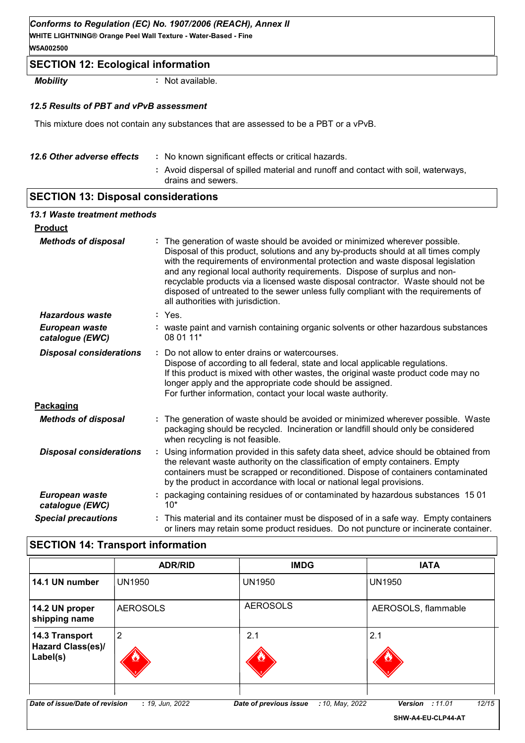## SECTION 12: Ecological information

***Mobility*** : Not available.

### *12.5 Results of PBT and vPvB assessment*

This mixture does not contain any substances that are assessed to be a PBT or a vPvB.

***12.6 Other adverse effects*** : No known significant effects or critical hazards.

: Avoid dispersal of spilled material and runoff and contact with soil, waterways, drains and sewers.

## SECTION 13: Disposal considerations

### *13.1 Waste treatment methods*

**Product**

***Methods of disposal*** : The generation of waste should be avoided or minimized wherever possible. Disposal of this product, solutions and any by-products should at all times comply with the requirements of environmental protection and waste disposal legislation and any regional local authority requirements. Dispose of surplus and non-recyclable products via a licensed waste disposal contractor. Waste should not be disposed of untreated to the sewer unless fully compliant with the requirements of all authorities with jurisdiction.

***Hazardous waste*** : Yes.

***European waste catalogue (EWC)*** : waste paint and varnish containing organic solvents or other hazardous substances 08 01 11*

***Disposal considerations*** : Do not allow to enter drains or watercourses.
Dispose of according to all federal, state and local applicable regulations.
If this product is mixed with other wastes, the original waste product code may no longer apply and the appropriate code should be assigned.
For further information, contact your local waste authority.

**Packaging**

***Methods of disposal*** : The generation of waste should be avoided or minimized wherever possible. Waste packaging should be recycled. Incineration or landfill should only be considered when recycling is not feasible.

***Disposal considerations*** : Using information provided in this safety data sheet, advice should be obtained from the relevant waste authority on the classification of empty containers. Empty containers must be scrapped or reconditioned. Dispose of containers contaminated by the product in accordance with local or national legal provisions.

***European waste catalogue (EWC)*** : packaging containing residues of or contaminated by hazardous substances 15 01 10*

***Special precautions*** : This material and its container must be disposed of in a safe way. Empty containers or liners may retain some product residues. Do not puncture or incinerate container.

## SECTION 14: Transport information

| | ADR/RID | IMDG | IATA |
|---|---|---|---|
| **14.1 UN number** | UN1950 | UN1950 | UN1950 |
| **14.2 UN proper shipping name** | AEROSOLS | AEROSOLS | AEROSOLS, flammable |
| **14.3 Transport Hazard Class(es)/ Label(s)** | 2 | 2.1 | 2.1 |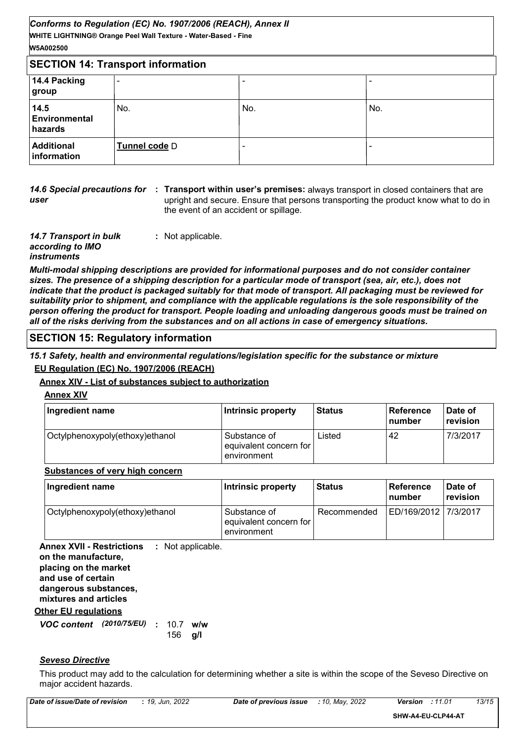## SECTION 14: Transport information

| | | | |
|---|---|---|---|
| **14.4 Packing group** | - | - | - |
| **14.5 Environmental hazards** | No. | No. | No. |
| **Additional information** | **Tunnel code** D | - | - |

***14.6 Special precautions for user*** **:** **Transport within user's premises:** always transport in closed containers that are upright and secure. Ensure that persons transporting the product know what to do in the event of an accident or spillage.

***14.7 Transport in bulk according to IMO instruments*** **:** Not applicable.

***Multi-modal shipping descriptions are provided for informational purposes and do not consider container sizes. The presence of a shipping description for a particular mode of transport (sea, air, etc.), does not indicate that the product is packaged suitably for that mode of transport. All packaging must be reviewed for suitability prior to shipment, and compliance with the applicable regulations is the sole responsibility of the person offering the product for transport. People loading and unloading dangerous goods must be trained on all of the risks deriving from the substances and on all actions in case of emergency situations.***

## SECTION 15: Regulatory information

***15.1 Safety, health and environmental regulations/legislation specific for the substance or mixture***

**EU Regulation (EC) No. 1907/2006 (REACH)**

**Annex XIV - List of substances subject to authorization**

**Annex XIV**

| Ingredient name | Intrinsic property | Status | Reference number | Date of revision |
|---|---|---|---|---|
| Octylphenoxypoly(ethoxy)ethanol | Substance of equivalent concern for environment | Listed | 42 | 7/3/2017 |

**Substances of very high concern**

| Ingredient name | Intrinsic property | Status | Reference number | Date of revision |
|---|---|---|---|---|
| Octylphenoxypoly(ethoxy)ethanol | Substance of equivalent concern for environment | Recommended | ED/169/2012 | 7/3/2017 |

**Annex XVII - Restrictions on the manufacture, placing on the market and use of certain dangerous substances, mixtures and articles** **:** Not applicable.

**Other EU regulations**

***VOC content*** ***(2010/75/EU)*** **:** 10.7 **w/w**
156 **g/l**

***Seveso Directive***

This product may add to the calculation for determining whether a site is within the scope of the Seveso Directive on major accident hazards.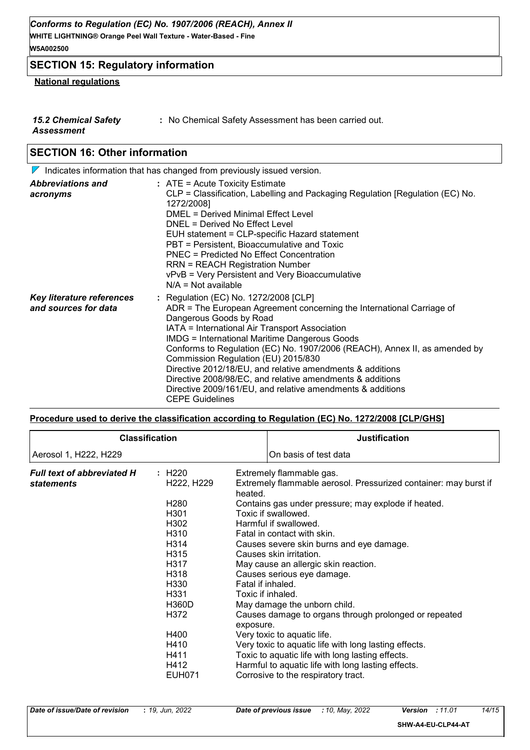## SECTION 15: Regulatory information

**National regulations**

| | |
|---|---|
| ***15.2 Chemical Safety Assessment*** | : No Chemical Safety Assessment has been carried out. |

## SECTION 16: Other information

Indicates information that has changed from previously issued version.

| | |
|---|---|
| ***Abbreviations and acronyms*** | : ATE = Acute Toxicity Estimate<br>CLP = Classification, Labelling and Packaging Regulation [Regulation (EC) No. 1272/2008]<br>DMEL = Derived Minimal Effect Level<br>DNEL = Derived No Effect Level<br>EUH statement = CLP-specific Hazard statement<br>PBT = Persistent, Bioaccumulative and Toxic<br>PNEC = Predicted No Effect Concentration<br>RRN = REACH Registration Number<br>vPvB = Very Persistent and Very Bioaccumulative<br>N/A = Not available |
| ***Key literature references and sources for data*** | : Regulation (EC) No. 1272/2008 [CLP]<br>ADR = The European Agreement concerning the International Carriage of Dangerous Goods by Road<br>IATA = International Air Transport Association<br>IMDG = International Maritime Dangerous Goods<br>Conforms to Regulation (EC) No. 1907/2006 (REACH), Annex II, as amended by Commission Regulation (EU) 2015/830<br>Directive 2012/18/EU, and relative amendments & additions<br>Directive 2008/98/EC, and relative amendments & additions<br>Directive 2009/161/EU, and relative amendments & additions<br>CEPE Guidelines |

**Procedure used to derive the classification according to Regulation (EC) No. 1272/2008 [CLP/GHS]**

| Classification | Justification |
|---|---|
| Aerosol 1, H222, H229 | On basis of test data |

***Full text of abbreviated H statements***

| | |
|---|---|
| H220 | Extremely flammable gas. |
| H222, H229 | Extremely flammable aerosol. Pressurized container: may burst if heated. |
| H280 | Contains gas under pressure; may explode if heated. |
| H301 | Toxic if swallowed. |
| H302 | Harmful if swallowed. |
| H310 | Fatal in contact with skin. |
| H314 | Causes severe skin burns and eye damage. |
| H315 | Causes skin irritation. |
| H317 | May cause an allergic skin reaction. |
| H318 | Causes serious eye damage. |
| H330 | Fatal if inhaled. |
| H331 | Toxic if inhaled. |
| H360D | May damage the unborn child. |
| H372 | Causes damage to organs through prolonged or repeated exposure. |
| H400 | Very toxic to aquatic life. |
| H410 | Very toxic to aquatic life with long lasting effects. |
| H411 | Toxic to aquatic life with long lasting effects. |
| H412 | Harmful to aquatic life with long lasting effects. |
| EUH071 | Corrosive to the respiratory tract. |

*Date of issue/Date of revision* : *19, Jun, 2022* *Date of previous issue* : *10, May, 2022* *Version* : *11.01*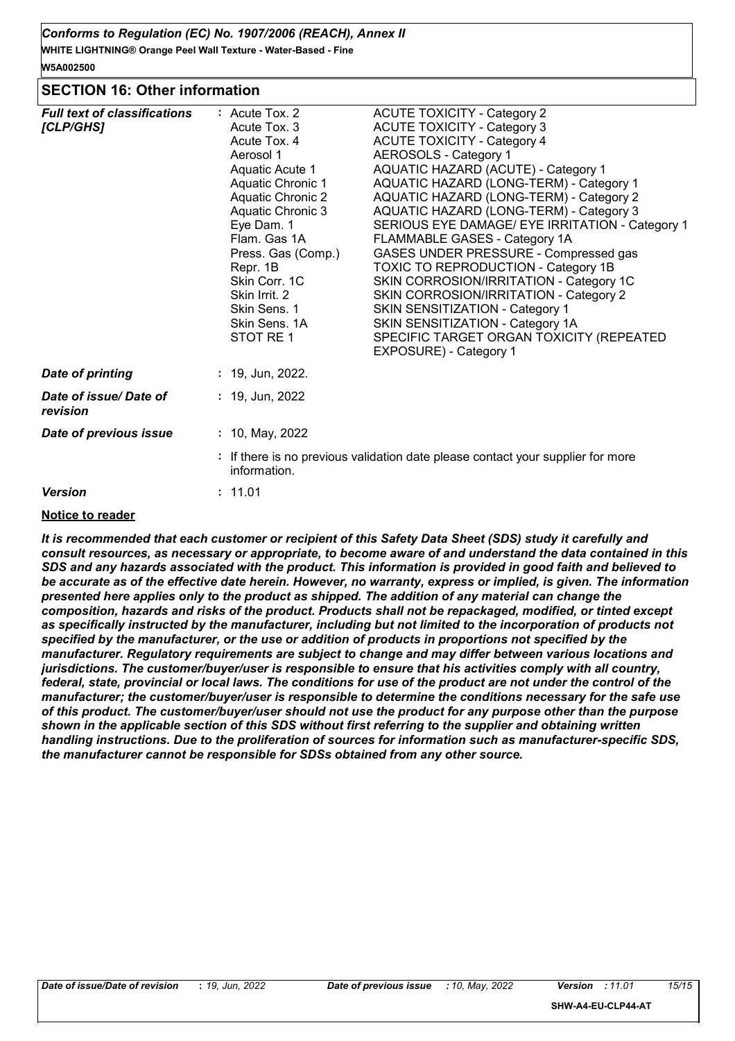## SECTION 16: Other information

| | | |
|---|---|---|
| ***Full text of classifications [CLP/GHS]*** | Acute Tox. 2 | ACUTE TOXICITY - Category 2 |
| | Acute Tox. 3 | ACUTE TOXICITY - Category 3 |
| | Acute Tox. 4 | ACUTE TOXICITY - Category 4 |
| | Aerosol 1 | AEROSOLS - Category 1 |
| | Aquatic Acute 1 | AQUATIC HAZARD (ACUTE) - Category 1 |
| | Aquatic Chronic 1 | AQUATIC HAZARD (LONG-TERM) - Category 1 |
| | Aquatic Chronic 2 | AQUATIC HAZARD (LONG-TERM) - Category 2 |
| | Aquatic Chronic 3 | AQUATIC HAZARD (LONG-TERM) - Category 3 |
| | Eye Dam. 1 | SERIOUS EYE DAMAGE/ EYE IRRITATION - Category 1 |
| | Flam. Gas 1A | FLAMMABLE GASES - Category 1A |
| | Press. Gas (Comp.) | GASES UNDER PRESSURE - Compressed gas |
| | Repr. 1B | TOXIC TO REPRODUCTION - Category 1B |
| | Skin Corr. 1C | SKIN CORROSION/IRRITATION - Category 1C |
| | Skin Irrit. 2 | SKIN CORROSION/IRRITATION - Category 2 |
| | Skin Sens. 1 | SKIN SENSITIZATION - Category 1 |
| | Skin Sens. 1A | SKIN SENSITIZATION - Category 1A |
| | STOT RE 1 | SPECIFIC TARGET ORGAN TOXICITY (REPEATED EXPOSURE) - Category 1 |

***Date of printing*** : 19, Jun, 2022.

***Date of issue/ Date of revision*** : 19, Jun, 2022

***Date of previous issue*** : 10, May, 2022

: If there is no previous validation date please contact your supplier for more information.

***Version*** : 11.01

**Notice to reader**

***It is recommended that each customer or recipient of this Safety Data Sheet (SDS) study it carefully and consult resources, as necessary or appropriate, to become aware of and understand the data contained in this SDS and any hazards associated with the product. This information is provided in good faith and believed to be accurate as of the effective date herein. However, no warranty, express or implied, is given. The information presented here applies only to the product as shipped. The addition of any material can change the composition, hazards and risks of the product. Products shall not be repackaged, modified, or tinted except as specifically instructed by the manufacturer, including but not limited to the incorporation of products not specified by the manufacturer, or the use or addition of products in proportions not specified by the manufacturer. Regulatory requirements are subject to change and may differ between various locations and jurisdictions. The customer/buyer/user is responsible to ensure that his activities comply with all country, federal, state, provincial or local laws. The conditions for use of the product are not under the control of the manufacturer; the customer/buyer/user is responsible to determine the conditions necessary for the safe use of this product. The customer/buyer/user should not use the product for any purpose other than the purpose shown in the applicable section of this SDS without first referring to the supplier and obtaining written handling instructions. Due to the proliferation of sources for information such as manufacturer-specific SDS, the manufacturer cannot be responsible for SDSs obtained from any other source.***